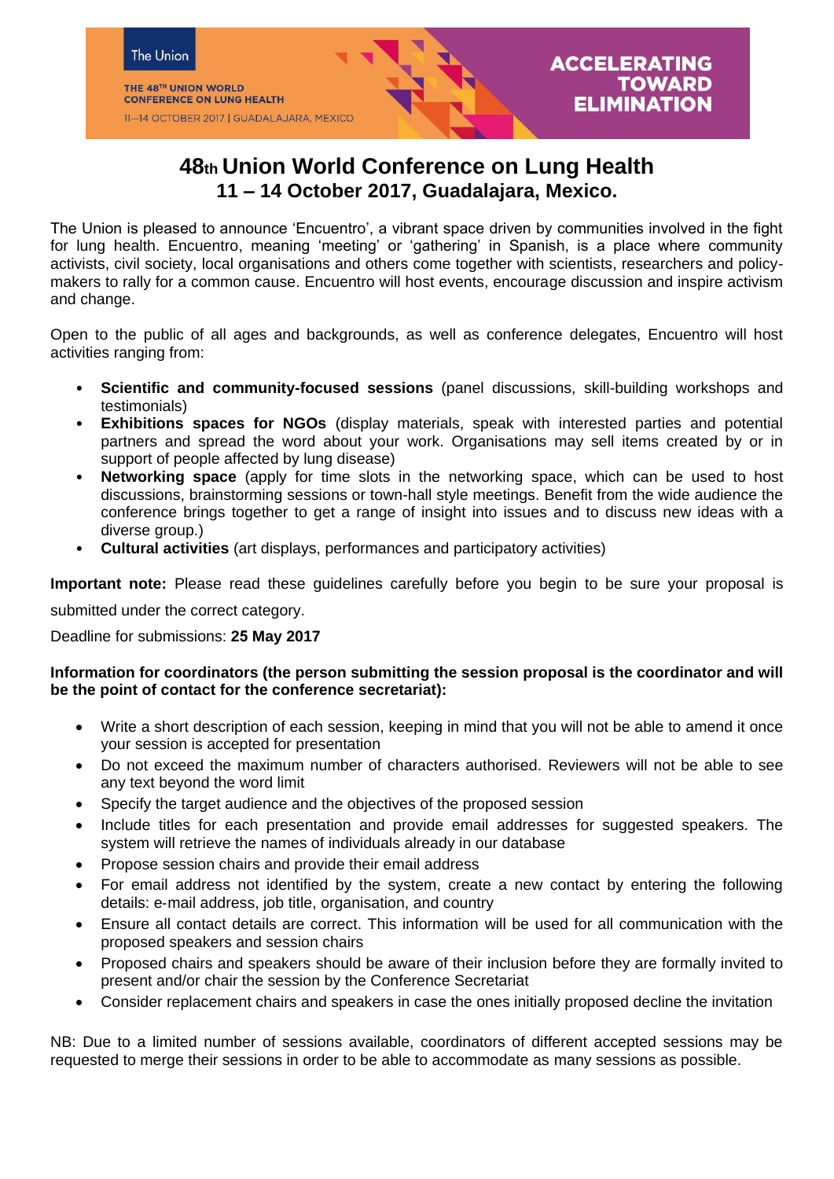The Union

THE 48TH UNION WORLD CONFERENCE ON LUNG HEALTH

11–14 OCTOBER 2017 | GUADALAJARA, MEXICO

ACCELERATING TOWARD ELIMINATION

# 48th Union World Conference on Lung Health
## 11 – 14 October 2017, Guadalajara, Mexico.

The Union is pleased to announce 'Encuentro', a vibrant space driven by communities involved in the fight for lung health. Encuentro, meaning 'meeting' or 'gathering' in Spanish, is a place where community activists, civil society, local organisations and others come together with scientists, researchers and policy-makers to rally for a common cause. Encuentro will host events, encourage discussion and inspire activism and change.

Open to the public of all ages and backgrounds, as well as conference delegates, Encuentro will host activities ranging from:

- **Scientific and community-focused sessions** (panel discussions, skill-building workshops and testimonials)
- **Exhibitions spaces for NGOs** (display materials, speak with interested parties and potential partners and spread the word about your work. Organisations may sell items created by or in support of people affected by lung disease)
- **Networking space** (apply for time slots in the networking space, which can be used to host discussions, brainstorming sessions or town-hall style meetings. Benefit from the wide audience the conference brings together to get a range of insight into issues and to discuss new ideas with a diverse group.)
- **Cultural activities** (art displays, performances and participatory activities)

**Important note:** Please read these guidelines carefully before you begin to be sure your proposal is submitted under the correct category.

Deadline for submissions: **25 May 2017**

**Information for coordinators (the person submitting the session proposal is the coordinator and will be the point of contact for the conference secretariat):**

- Write a short description of each session, keeping in mind that you will not be able to amend it once your session is accepted for presentation
- Do not exceed the maximum number of characters authorised. Reviewers will not be able to see any text beyond the word limit
- Specify the target audience and the objectives of the proposed session
- Include titles for each presentation and provide email addresses for suggested speakers. The system will retrieve the names of individuals already in our database
- Propose session chairs and provide their email address
- For email address not identified by the system, create a new contact by entering the following details: e-mail address, job title, organisation, and country
- Ensure all contact details are correct. This information will be used for all communication with the proposed speakers and session chairs
- Proposed chairs and speakers should be aware of their inclusion before they are formally invited to present and/or chair the session by the Conference Secretariat
- Consider replacement chairs and speakers in case the ones initially proposed decline the invitation

NB: Due to a limited number of sessions available, coordinators of different accepted sessions may be requested to merge their sessions in order to be able to accommodate as many sessions as possible.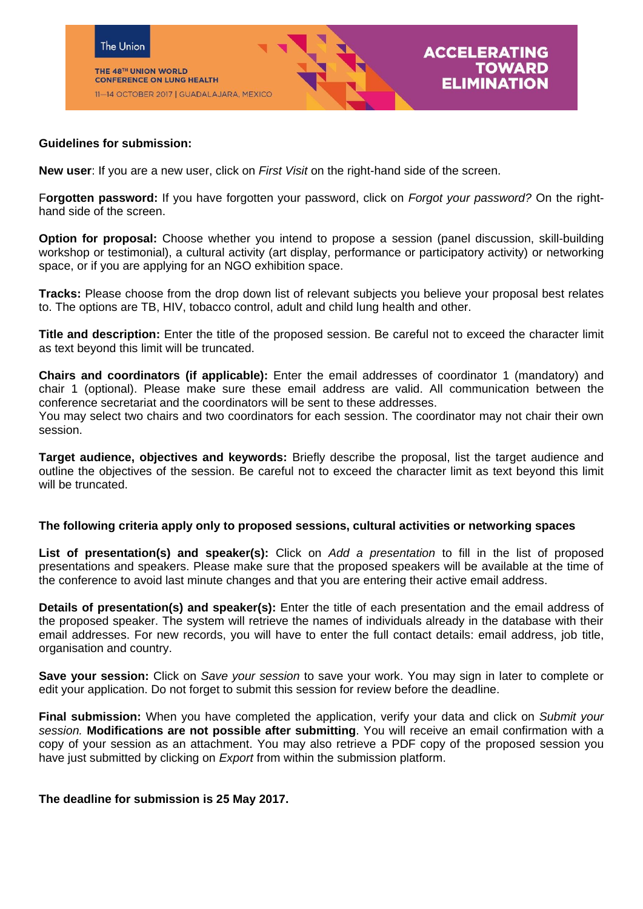**Guidelines for submission:**

**New user**: If you are a new user, click on *First Visit* on the right-hand side of the screen.

F**orgotten password:** If you have forgotten your password, click on *Forgot your password?* On the right-hand side of the screen.

**Option for proposal:** Choose whether you intend to propose a session (panel discussion, skill-building workshop or testimonial), a cultural activity (art display, performance or participatory activity) or networking space, or if you are applying for an NGO exhibition space.

**Tracks:** Please choose from the drop down list of relevant subjects you believe your proposal best relates to. The options are TB, HIV, tobacco control, adult and child lung health and other.

**Title and description:** Enter the title of the proposed session. Be careful not to exceed the character limit as text beyond this limit will be truncated.

**Chairs and coordinators (if applicable):** Enter the email addresses of coordinator 1 (mandatory) and chair 1 (optional). Please make sure these email address are valid. All communication between the conference secretariat and the coordinators will be sent to these addresses.
You may select two chairs and two coordinators for each session. The coordinator may not chair their own session.

**Target audience, objectives and keywords:** Briefly describe the proposal, list the target audience and outline the objectives of the session. Be careful not to exceed the character limit as text beyond this limit will be truncated.

**The following criteria apply only to proposed sessions, cultural activities or networking spaces**

**List of presentation(s) and speaker(s):** Click on *Add a presentation* to fill in the list of proposed presentations and speakers. Please make sure that the proposed speakers will be available at the time of the conference to avoid last minute changes and that you are entering their active email address.

**Details of presentation(s) and speaker(s):** Enter the title of each presentation and the email address of the proposed speaker. The system will retrieve the names of individuals already in the database with their email addresses. For new records, you will have to enter the full contact details: email address, job title, organisation and country.

**Save your session:** Click on *Save your session* to save your work. You may sign in later to complete or edit your application. Do not forget to submit this session for review before the deadline.

**Final submission:** When you have completed the application, verify your data and click on *Submit your session.* **Modifications are not possible after submitting**. You will receive an email confirmation with a copy of your session as an attachment. You may also retrieve a PDF copy of the proposed session you have just submitted by clicking on *Export* from within the submission platform.

**The deadline for submission is 25 May 2017.**